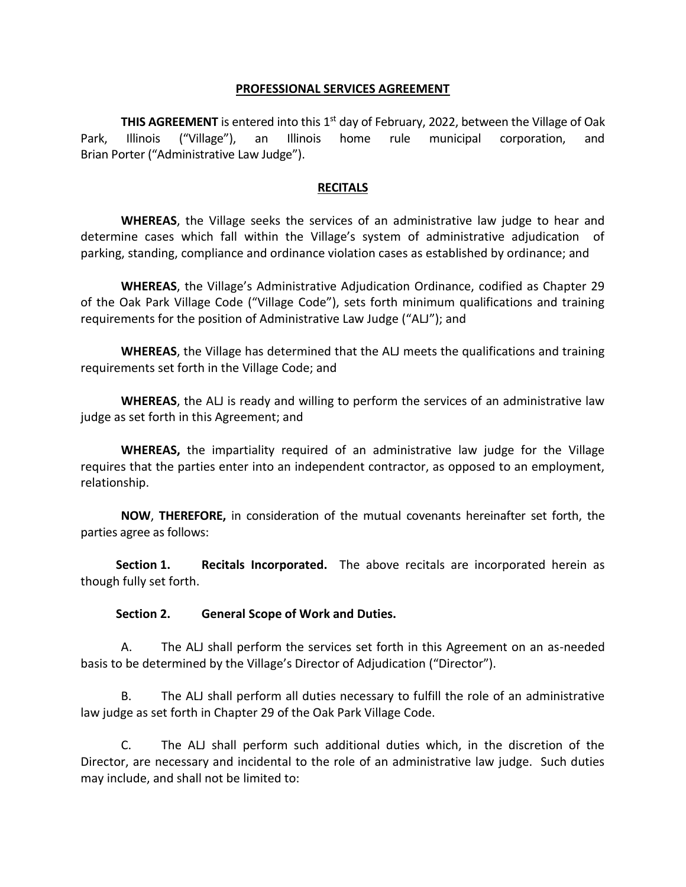## PROFESSIONAL SERVICES AGREEMENT

**THIS AGREEMENT** is entered into this 1st day of February, 2022, between the Village of Oak Park, Illinois ("Village"), an Illinois home rule municipal corporation, and Brian Porter ("Administrative Law Judge").

## RECITALS

**WHEREAS**, the Village seeks the services of an administrative law judge to hear and determine cases which fall within the Village's system of administrative adjudication of parking, standing, compliance and ordinance violation cases as established by ordinance; and

**WHEREAS**, the Village's Administrative Adjudication Ordinance, codified as Chapter 29 of the Oak Park Village Code ("Village Code"), sets forth minimum qualifications and training requirements for the position of Administrative Law Judge ("ALJ"); and

**WHEREAS**, the Village has determined that the ALJ meets the qualifications and training requirements set forth in the Village Code; and

**WHEREAS**, the ALJ is ready and willing to perform the services of an administrative law judge as set forth in this Agreement; and

**WHEREAS,** the impartiality required of an administrative law judge for the Village requires that the parties enter into an independent contractor, as opposed to an employment, relationship.

**NOW**, **THEREFORE,** in consideration of the mutual covenants hereinafter set forth, the parties agree as follows:

**Section 1. Recitals Incorporated.** The above recitals are incorporated herein as though fully set forth.

**Section 2. General Scope of Work and Duties.**

A. The ALJ shall perform the services set forth in this Agreement on an as-needed basis to be determined by the Village's Director of Adjudication ("Director").

B. The ALJ shall perform all duties necessary to fulfill the role of an administrative law judge as set forth in Chapter 29 of the Oak Park Village Code.

C. The ALJ shall perform such additional duties which, in the discretion of the Director, are necessary and incidental to the role of an administrative law judge. Such duties may include, and shall not be limited to: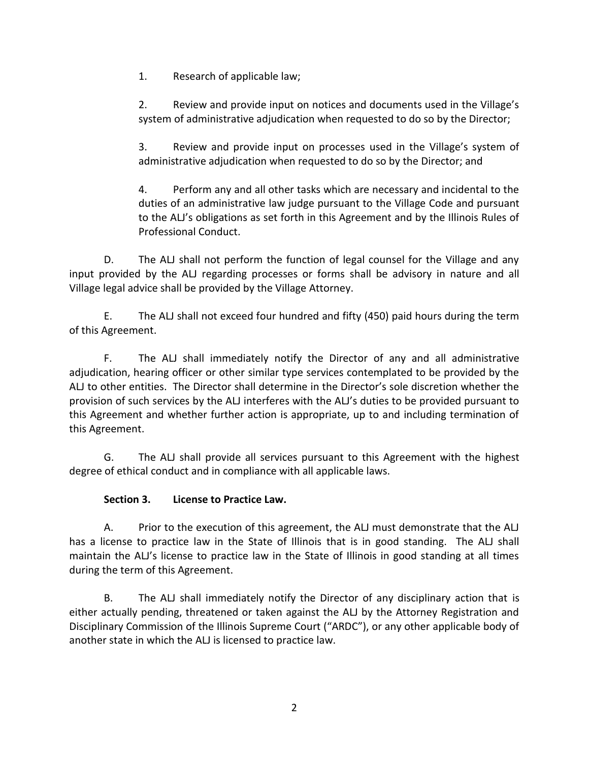1. Research of applicable law;

2. Review and provide input on notices and documents used in the Village's system of administrative adjudication when requested to do so by the Director;

3. Review and provide input on processes used in the Village's system of administrative adjudication when requested to do so by the Director; and

4. Perform any and all other tasks which are necessary and incidental to the duties of an administrative law judge pursuant to the Village Code and pursuant to the ALJ's obligations as set forth in this Agreement and by the Illinois Rules of Professional Conduct.

D. The ALJ shall not perform the function of legal counsel for the Village and any input provided by the ALJ regarding processes or forms shall be advisory in nature and all Village legal advice shall be provided by the Village Attorney.

E. The ALJ shall not exceed four hundred and fifty (450) paid hours during the term of this Agreement.

F. The ALJ shall immediately notify the Director of any and all administrative adjudication, hearing officer or other similar type services contemplated to be provided by the ALJ to other entities. The Director shall determine in the Director's sole discretion whether the provision of such services by the ALJ interferes with the ALJ's duties to be provided pursuant to this Agreement and whether further action is appropriate, up to and including termination of this Agreement.

G. The ALJ shall provide all services pursuant to this Agreement with the highest degree of ethical conduct and in compliance with all applicable laws.

**Section 3. License to Practice Law.**

A. Prior to the execution of this agreement, the ALJ must demonstrate that the ALJ has a license to practice law in the State of Illinois that is in good standing. The ALJ shall maintain the ALJ's license to practice law in the State of Illinois in good standing at all times during the term of this Agreement.

B. The ALJ shall immediately notify the Director of any disciplinary action that is either actually pending, threatened or taken against the ALJ by the Attorney Registration and Disciplinary Commission of the Illinois Supreme Court ("ARDC"), or any other applicable body of another state in which the ALJ is licensed to practice law.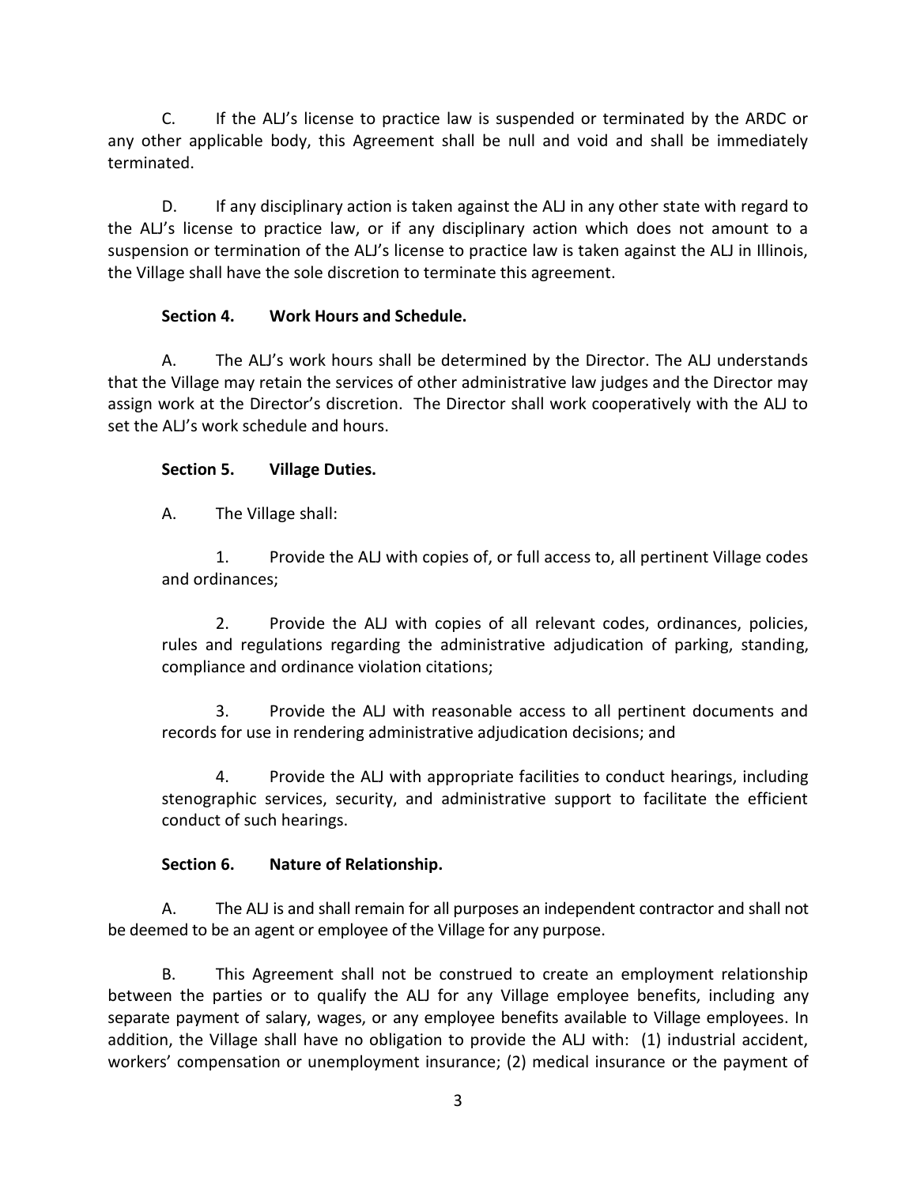C. If the ALJ's license to practice law is suspended or terminated by the ARDC or any other applicable body, this Agreement shall be null and void and shall be immediately terminated.

D. If any disciplinary action is taken against the ALJ in any other state with regard to the ALJ's license to practice law, or if any disciplinary action which does not amount to a suspension or termination of the ALJ's license to practice law is taken against the ALJ in Illinois, the Village shall have the sole discretion to terminate this agreement.

**Section 4. Work Hours and Schedule.**

A. The ALJ's work hours shall be determined by the Director. The ALJ understands that the Village may retain the services of other administrative law judges and the Director may assign work at the Director's discretion. The Director shall work cooperatively with the ALJ to set the ALJ's work schedule and hours.

**Section 5. Village Duties.**

A. The Village shall:

1. Provide the ALJ with copies of, or full access to, all pertinent Village codes and ordinances;

2. Provide the ALJ with copies of all relevant codes, ordinances, policies, rules and regulations regarding the administrative adjudication of parking, standing, compliance and ordinance violation citations;

3. Provide the ALJ with reasonable access to all pertinent documents and records for use in rendering administrative adjudication decisions; and

4. Provide the ALJ with appropriate facilities to conduct hearings, including stenographic services, security, and administrative support to facilitate the efficient conduct of such hearings.

**Section 6. Nature of Relationship.**

A. The ALJ is and shall remain for all purposes an independent contractor and shall not be deemed to be an agent or employee of the Village for any purpose.

B. This Agreement shall not be construed to create an employment relationship between the parties or to qualify the ALJ for any Village employee benefits, including any separate payment of salary, wages, or any employee benefits available to Village employees. In addition, the Village shall have no obligation to provide the ALJ with: (1) industrial accident, workers' compensation or unemployment insurance; (2) medical insurance or the payment of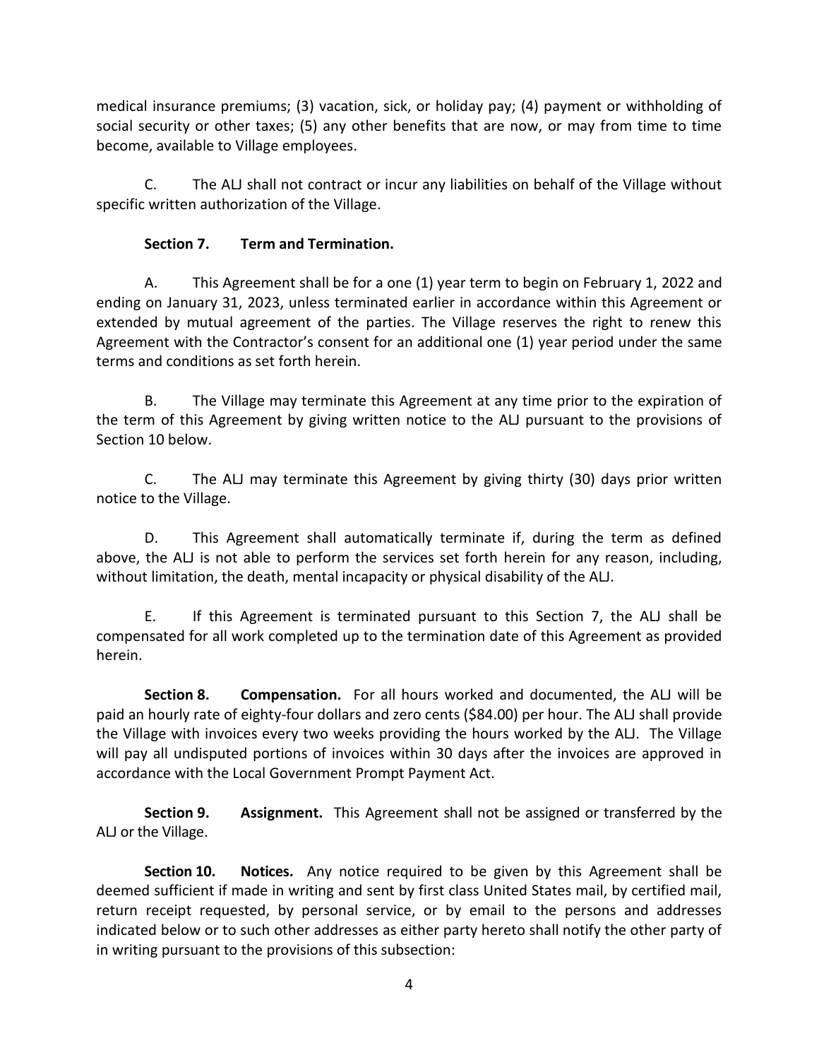medical insurance premiums; (3) vacation, sick, or holiday pay; (4) payment or withholding of social security or other taxes; (5) any other benefits that are now, or may from time to time become, available to Village employees.

C. The ALJ shall not contract or incur any liabilities on behalf of the Village without specific written authorization of the Village.

**Section 7. Term and Termination.**

A. This Agreement shall be for a one (1) year term to begin on February 1, 2022 and ending on January 31, 2023, unless terminated earlier in accordance within this Agreement or extended by mutual agreement of the parties. The Village reserves the right to renew this Agreement with the Contractor's consent for an additional one (1) year period under the same terms and conditions as set forth herein.

B. The Village may terminate this Agreement at any time prior to the expiration of the term of this Agreement by giving written notice to the ALJ pursuant to the provisions of Section 10 below.

C. The ALJ may terminate this Agreement by giving thirty (30) days prior written notice to the Village.

D. This Agreement shall automatically terminate if, during the term as defined above, the ALJ is not able to perform the services set forth herein for any reason, including, without limitation, the death, mental incapacity or physical disability of the ALJ.

E. If this Agreement is terminated pursuant to this Section 7, the ALJ shall be compensated for all work completed up to the termination date of this Agreement as provided herein.

**Section 8. Compensation.** For all hours worked and documented, the ALJ will be paid an hourly rate of eighty-four dollars and zero cents ($84.00) per hour. The ALJ shall provide the Village with invoices every two weeks providing the hours worked by the ALJ. The Village will pay all undisputed portions of invoices within 30 days after the invoices are approved in accordance with the Local Government Prompt Payment Act.

**Section 9. Assignment.** This Agreement shall not be assigned or transferred by the ALJ or the Village.

**Section 10. Notices.** Any notice required to be given by this Agreement shall be deemed sufficient if made in writing and sent by first class United States mail, by certified mail, return receipt requested, by personal service, or by email to the persons and addresses indicated below or to such other addresses as either party hereto shall notify the other party of in writing pursuant to the provisions of this subsection: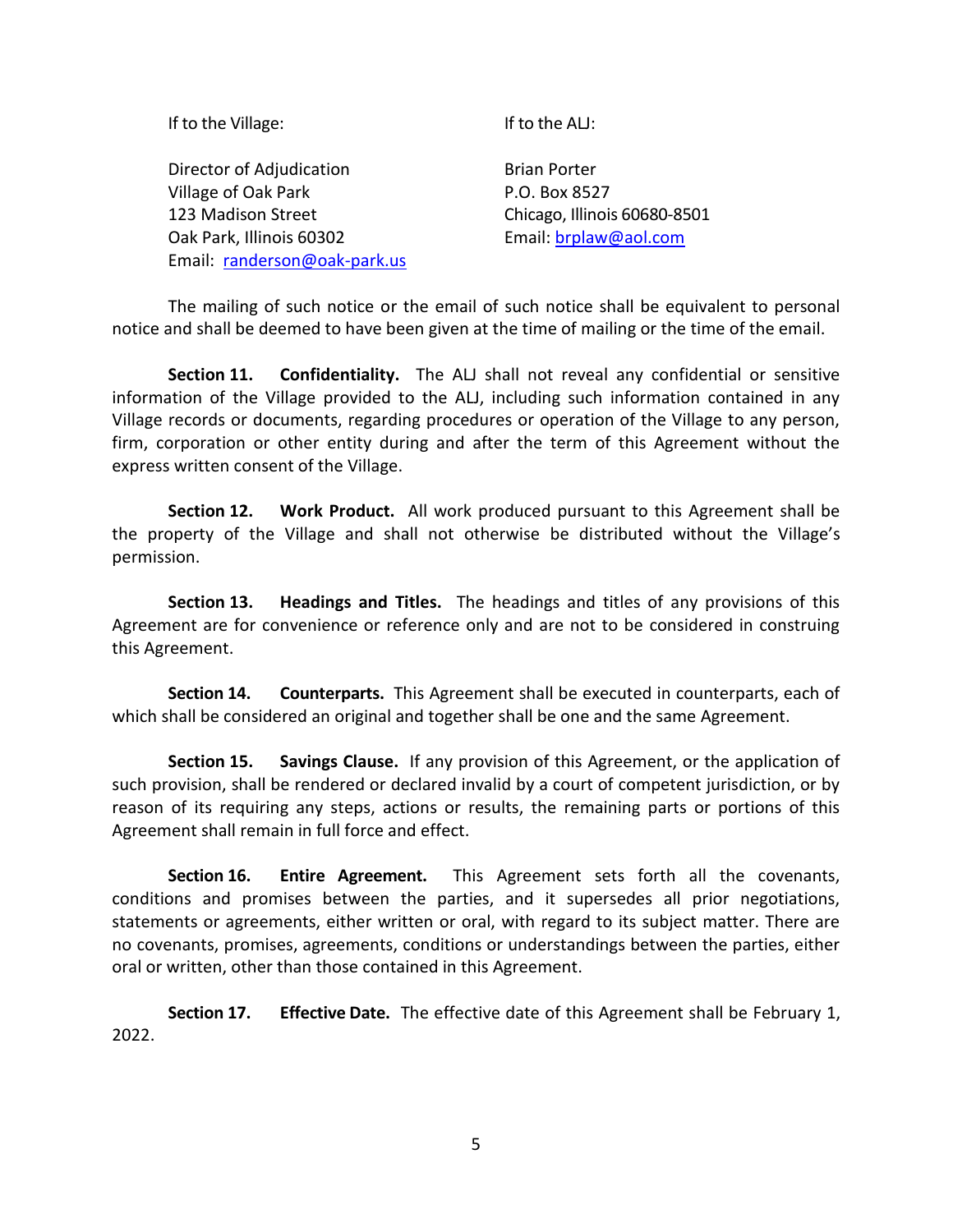| If to the Village: | If to the ALJ: |
| --- | --- |
| Director of Adjudication<br>Village of Oak Park<br>123 Madison Street<br>Oak Park, Illinois 60302<br>Email: randerson@oak-park.us | Brian Porter<br>P.O. Box 8527<br>Chicago, Illinois 60680-8501<br>Email: brplaw@aol.com |

The mailing of such notice or the email of such notice shall be equivalent to personal notice and shall be deemed to have been given at the time of mailing or the time of the email.

**Section 11. Confidentiality.** The ALJ shall not reveal any confidential or sensitive information of the Village provided to the ALJ, including such information contained in any Village records or documents, regarding procedures or operation of the Village to any person, firm, corporation or other entity during and after the term of this Agreement without the express written consent of the Village.

**Section 12. Work Product.** All work produced pursuant to this Agreement shall be the property of the Village and shall not otherwise be distributed without the Village's permission.

**Section 13. Headings and Titles.** The headings and titles of any provisions of this Agreement are for convenience or reference only and are not to be considered in construing this Agreement.

**Section 14. Counterparts.** This Agreement shall be executed in counterparts, each of which shall be considered an original and together shall be one and the same Agreement.

**Section 15. Savings Clause.** If any provision of this Agreement, or the application of such provision, shall be rendered or declared invalid by a court of competent jurisdiction, or by reason of its requiring any steps, actions or results, the remaining parts or portions of this Agreement shall remain in full force and effect.

**Section 16. Entire Agreement.** This Agreement sets forth all the covenants, conditions and promises between the parties, and it supersedes all prior negotiations, statements or agreements, either written or oral, with regard to its subject matter. There are no covenants, promises, agreements, conditions or understandings between the parties, either oral or written, other than those contained in this Agreement.

**Section 17. Effective Date.** The effective date of this Agreement shall be February 1, 2022.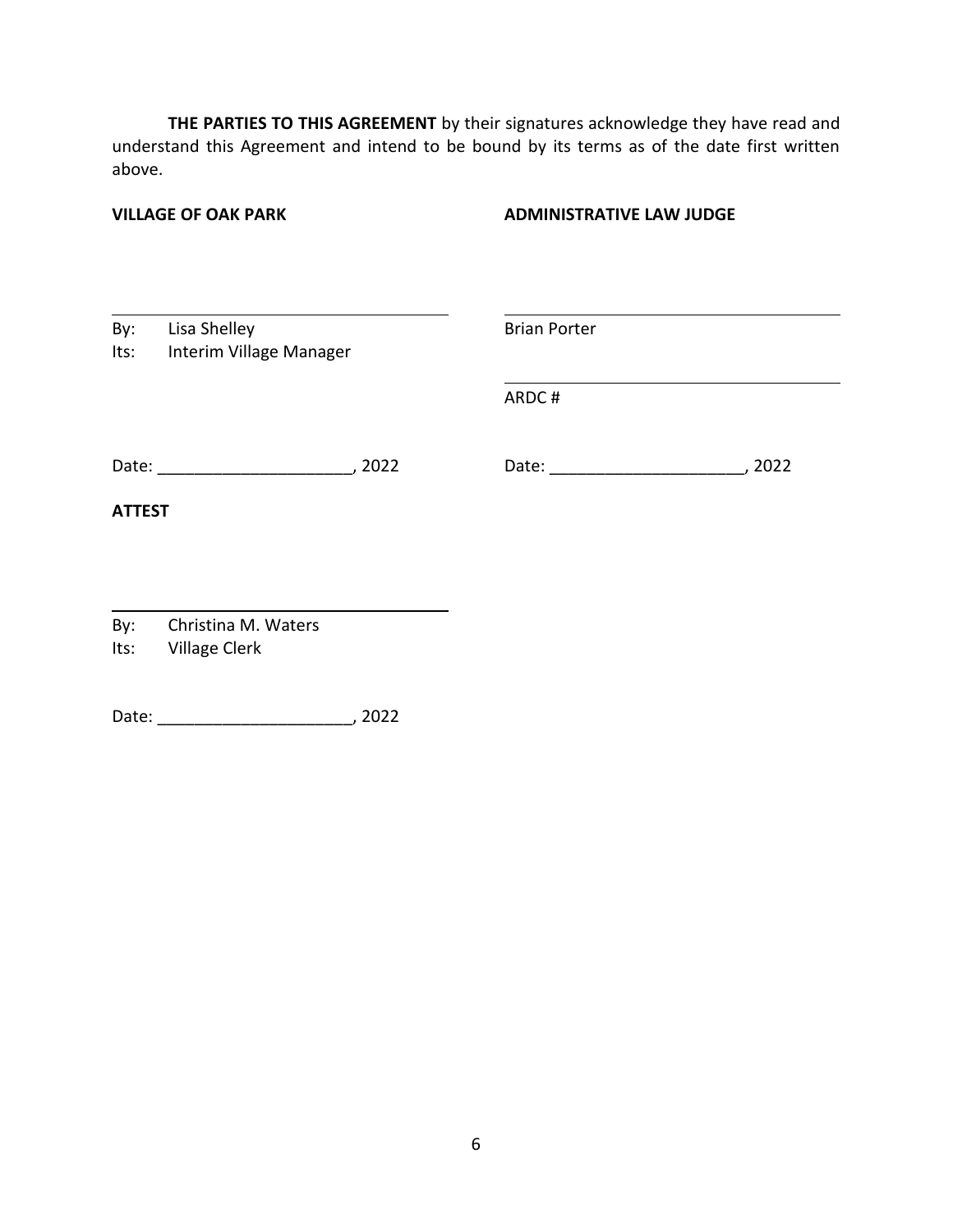**THE PARTIES TO THIS AGREEMENT** by their signatures acknowledge they have read and understand this Agreement and intend to be bound by its terms as of the date first written above.

**VILLAGE OF OAK PARK**

\_\_\_\_\_\_\_\_\_\_\_\_\_\_\_\_\_\_\_\_\_\_\_\_\_\_\_\_\_\_\_\_\_\_\_\_

By: Lisa Shelley
Its: Interim Village Manager

Date: \_\_\_\_\_\_\_\_\_\_\_\_\_\_\_\_\_\_\_\_\_, 2022

**ADMINISTRATIVE LAW JUDGE**

\_\_\_\_\_\_\_\_\_\_\_\_\_\_\_\_\_\_\_\_\_\_\_\_\_\_\_\_\_\_\_\_\_\_\_\_

Brian Porter

\_\_\_\_\_\_\_\_\_\_\_\_\_\_\_\_\_\_\_\_\_\_\_\_\_\_\_\_\_\_\_\_\_\_\_\_

ARDC #

Date: \_\_\_\_\_\_\_\_\_\_\_\_\_\_\_\_\_\_\_\_\_, 2022

**ATTEST**

\_\_\_\_\_\_\_\_\_\_\_\_\_\_\_\_\_\_\_\_\_\_\_\_\_\_\_\_\_\_\_\_\_\_\_\_

By: Christina M. Waters
Its: Village Clerk

Date: \_\_\_\_\_\_\_\_\_\_\_\_\_\_\_\_\_\_\_\_\_, 2022